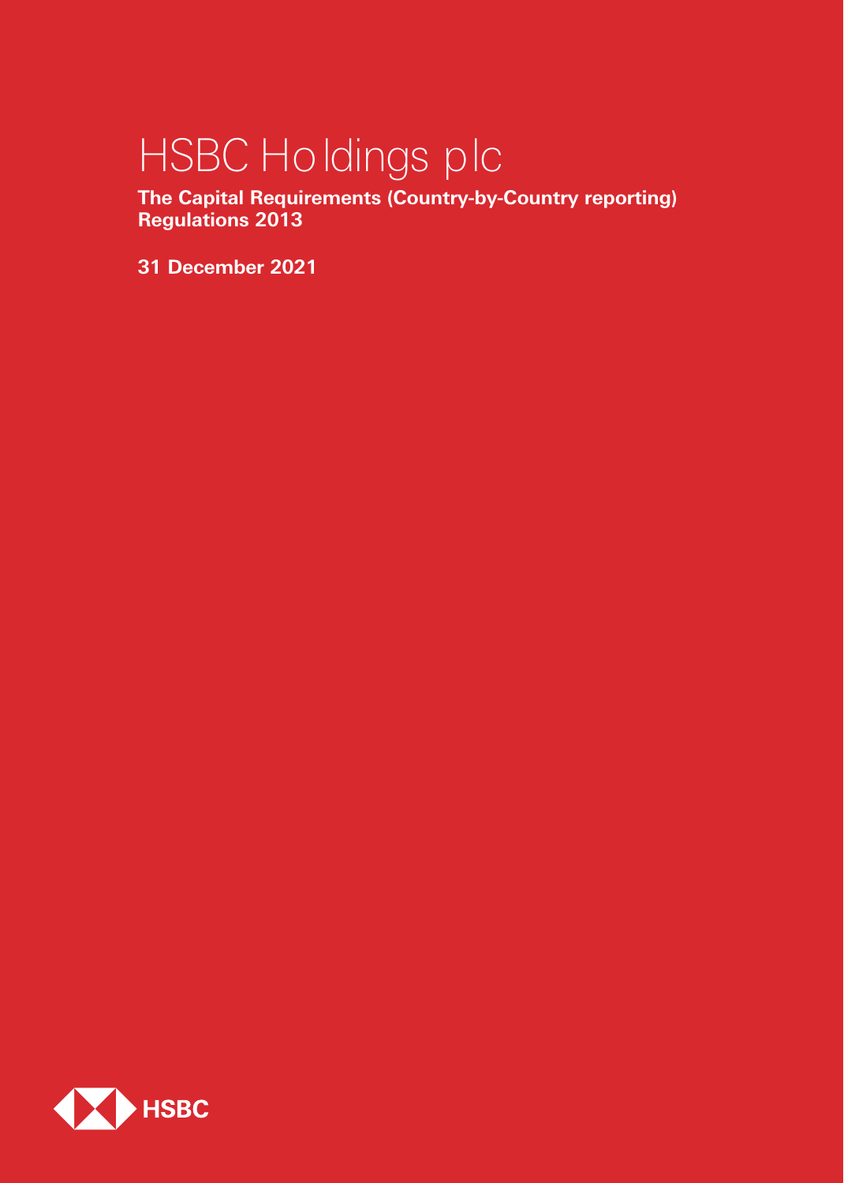# HSBC Holdings plc

**The Capital Requirements (Country-by-Country reporting) Regulations 2013**

**31 December 2021**

HSBC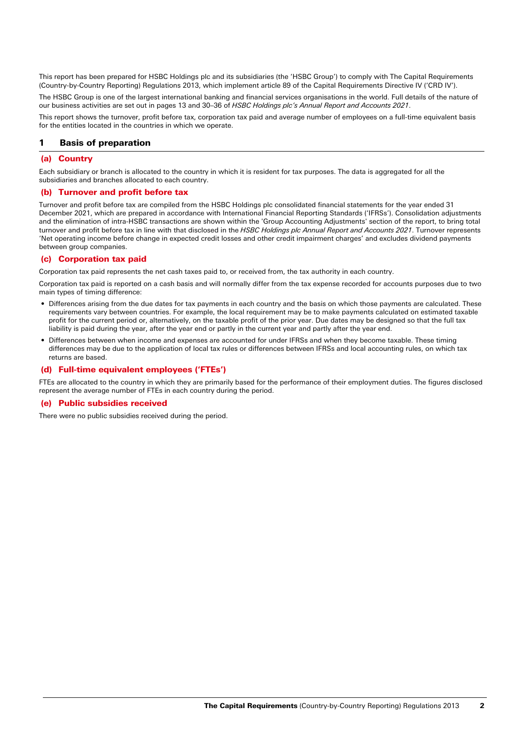This report has been prepared for HSBC Holdings plc and its subsidiaries (the 'HSBC Group') to comply with The Capital Requirements (Country-by-Country Reporting) Regulations 2013, which implement article 89 of the Capital Requirements Directive IV ('CRD IV').

The HSBC Group is one of the largest international banking and financial services organisations in the world. Full details of the nature of our business activities are set out in pages 13 and 30–36 of *HSBC Holdings plc's Annual Report and Accounts 2021*.

This report shows the turnover, profit before tax, corporation tax paid and average number of employees on a full-time equivalent basis for the entities located in the countries in which we operate.

## 1 Basis of preparation

### (a) Country

Each subsidiary or branch is allocated to the country in which it is resident for tax purposes. The data is aggregated for all the subsidiaries and branches allocated to each country.

### (b) Turnover and profit before tax

Turnover and profit before tax are compiled from the HSBC Holdings plc consolidated financial statements for the year ended 31 December 2021, which are prepared in accordance with International Financial Reporting Standards ('IFRSs'). Consolidation adjustments and the elimination of intra-HSBC transactions are shown within the 'Group Accounting Adjustments' section of the report, to bring total turnover and profit before tax in line with that disclosed in the *HSBC Holdings plc Annual Report and Accounts 2021*. Turnover represents 'Net operating income before change in expected credit losses and other credit impairment charges' and excludes dividend payments between group companies.

### (c) Corporation tax paid

Corporation tax paid represents the net cash taxes paid to, or received from, the tax authority in each country.

Corporation tax paid is reported on a cash basis and will normally differ from the tax expense recorded for accounts purposes due to two main types of timing difference:

- Differences arising from the due dates for tax payments in each country and the basis on which those payments are calculated. These requirements vary between countries. For example, the local requirement may be to make payments calculated on estimated taxable profit for the current period or, alternatively, on the taxable profit of the prior year. Due dates may be designed so that the full tax liability is paid during the year, after the year end or partly in the current year and partly after the year end.
- Differences between when income and expenses are accounted for under IFRSs and when they become taxable. These timing differences may be due to the application of local tax rules or differences between IFRSs and local accounting rules, on which tax returns are based.

### (d) Full-time equivalent employees ('FTEs')

FTEs are allocated to the country in which they are primarily based for the performance of their employment duties. The figures disclosed represent the average number of FTEs in each country during the period.

### (e) Public subsidies received

There were no public subsidies received during the period.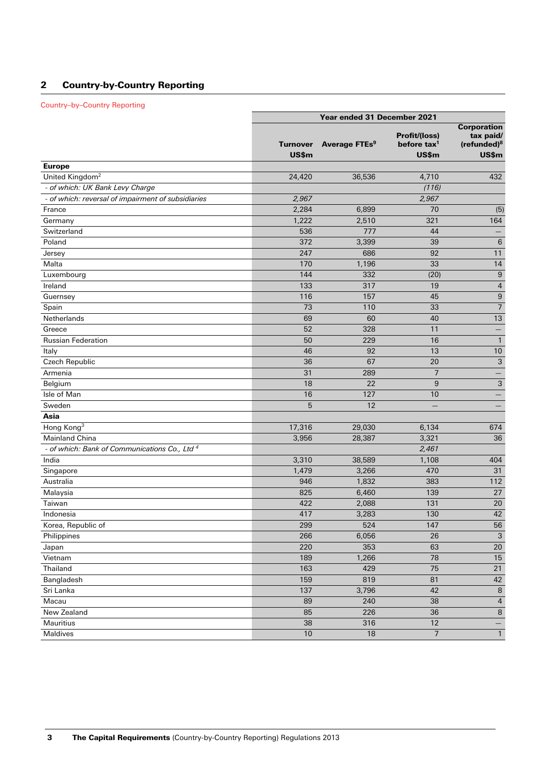## 2 Country-by-Country Reporting

Country–by–Country Reporting

| | Year ended 31 December 2021 | | | |
|---|---|---|---|---|
| | Turnover US$m | Average FTEs[9] | Profit/(loss) before tax[1] US$m | Corporation tax paid/ (refunded)[8] US$m |
| **Europe** | | | | |
| United Kingdom[2] | 24,420 | 36,536 | 4,710 | 432 |
| *- of which: UK Bank Levy Charge* | | | *(116)* | |
| *- of which: reversal of impairment of subsidiaries* | *2,967* | | *2,967* | |
| France | 2,284 | 6,899 | 70 | (5) |
| Germany | 1,222 | 2,510 | 321 | 164 |
| Switzerland | 536 | 777 | 44 | — |
| Poland | 372 | 3,399 | 39 | 6 |
| Jersey | 247 | 686 | 92 | 11 |
| Malta | 170 | 1,196 | 33 | 14 |
| Luxembourg | 144 | 332 | (20) | 9 |
| Ireland | 133 | 317 | 19 | 4 |
| Guernsey | 116 | 157 | 45 | 9 |
| Spain | 73 | 110 | 33 | 7 |
| Netherlands | 69 | 60 | 40 | 13 |
| Greece | 52 | 328 | 11 | — |
| Russian Federation | 50 | 229 | 16 | 1 |
| Italy | 46 | 92 | 13 | 10 |
| Czech Republic | 36 | 67 | 20 | 3 |
| Armenia | 31 | 289 | 7 | — |
| Belgium | 18 | 22 | 9 | 3 |
| Isle of Man | 16 | 127 | 10 | — |
| Sweden | 5 | 12 | — | — |
| **Asia** | | | | |
| Hong Kong[3] | 17,316 | 29,030 | 6,134 | 674 |
| Mainland China | 3,956 | 28,387 | 3,321 | 36 |
| *- of which: Bank of Communications Co., Ltd [4]* | | | *2,461* | |
| India | 3,310 | 38,589 | 1,108 | 404 |
| Singapore | 1,479 | 3,266 | 470 | 31 |
| Australia | 946 | 1,832 | 383 | 112 |
| Malaysia | 825 | 6,460 | 139 | 27 |
| Taiwan | 422 | 2,088 | 131 | 20 |
| Indonesia | 417 | 3,283 | 130 | 42 |
| Korea, Republic of | 299 | 524 | 147 | 56 |
| Philippines | 266 | 6,056 | 26 | 3 |
| Japan | 220 | 353 | 63 | 20 |
| Vietnam | 189 | 1,266 | 78 | 15 |
| Thailand | 163 | 429 | 75 | 21 |
| Bangladesh | 159 | 819 | 81 | 42 |
| Sri Lanka | 137 | 3,796 | 42 | 8 |
| Macau | 89 | 240 | 38 | 4 |
| New Zealand | 85 | 226 | 36 | 8 |
| Mauritius | 38 | 316 | 12 | — |
| Maldives | 10 | 18 | 7 | 1 |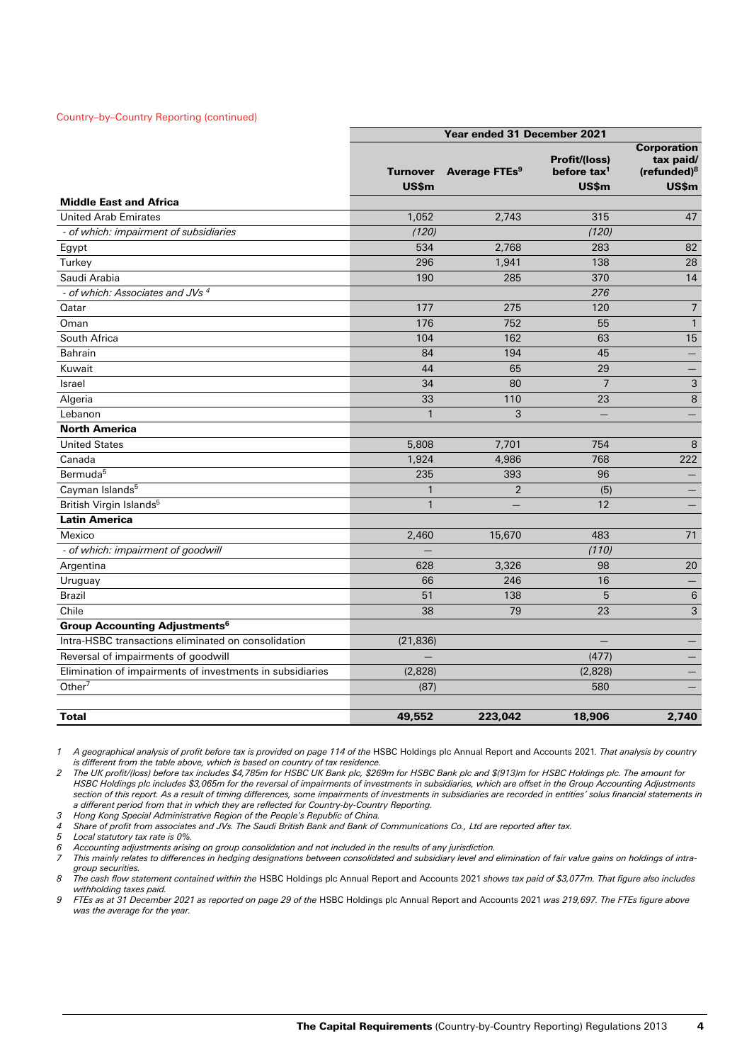Country–by–Country Reporting (continued)

| | Year ended 31 December 2021 | | | |
|---|---|---|---|---|
| | Turnover US$m | Average FTEs[9] | Profit/(loss) before tax[1] US$m | Corporation tax paid/ (refunded)[8] US$m |
| **Middle East and Africa** | | | | |
| United Arab Emirates | 1,052 | 2,743 | 315 | 47 |
| *- of which: impairment of subsidiaries* | *(120)* | | *(120)* | |
| Egypt | 534 | 2,768 | 283 | 82 |
| Turkey | 296 | 1,941 | 138 | 28 |
| Saudi Arabia | 190 | 285 | 370 | 14 |
| *- of which: Associates and JVs [4]* | | | *276* | |
| Qatar | 177 | 275 | 120 | 7 |
| Oman | 176 | 752 | 55 | 1 |
| South Africa | 104 | 162 | 63 | 15 |
| Bahrain | 84 | 194 | 45 | — |
| Kuwait | 44 | 65 | 29 | — |
| Israel | 34 | 80 | 7 | 3 |
| Algeria | 33 | 110 | 23 | 8 |
| Lebanon | 1 | 3 | — | — |
| **North America** | | | | |
| United States | 5,808 | 7,701 | 754 | 8 |
| Canada | 1,924 | 4,986 | 768 | 222 |
| Bermuda[5] | 235 | 393 | 96 | — |
| Cayman Islands[5] | 1 | 2 | (5) | — |
| British Virgin Islands[5] | 1 | — | 12 | — |
| **Latin America** | | | | |
| Mexico | 2,460 | 15,670 | 483 | 71 |
| *- of which: impairment of goodwill* | *—* | | *(110)* | |
| Argentina | 628 | 3,326 | 98 | 20 |
| Uruguay | 66 | 246 | 16 | — |
| Brazil | 51 | 138 | 5 | 6 |
| Chile | 38 | 79 | 23 | 3 |
| **Group Accounting Adjustments[6]** | | | | |
| Intra-HSBC transactions eliminated on consolidation | (21,836) | | — | — |
| Reversal of impairments of goodwill | — | | (477) | — |
| Elimination of impairments of investments in subsidiaries | (2,828) | | (2,828) | — |
| Other[7] | (87) | | 580 | — |
| **Total** | **49,552** | **223,042** | **18,906** | **2,740** |

1 *A geographical analysis of profit before tax is provided on page 114 of the* HSBC Holdings plc Annual Report and Accounts 2021. *That analysis by country is different from the table above, which is based on country of tax residence.*

2 *The UK profit/(loss) before tax includes $4,785m for HSBC UK Bank plc, $269m for HSBC Bank plc and $(913)m for HSBC Holdings plc. The amount for HSBC Holdings plc includes $3,065m for the reversal of impairments of investments in subsidiaries, which are offset in the Group Accounting Adjustments section of this report. As a result of timing differences, some impairments of investments in subsidiaries are recorded in entities' solus financial statements in a different period from that in which they are reflected for Country-by-Country Reporting.*

3 *Hong Kong Special Administrative Region of the People's Republic of China.*

4 *Share of profit from associates and JVs. The Saudi British Bank and Bank of Communications Co., Ltd are reported after tax.*

5 *Local statutory tax rate is 0%.*

6 *Accounting adjustments arising on group consolidation and not included in the results of any jurisdiction.*

7 *This mainly relates to differences in hedging designations between consolidated and subsidiary level and elimination of fair value gains on holdings of intra-group securities.*

8 *The cash flow statement contained within the* HSBC Holdings plc Annual Report and Accounts 2021 *shows tax paid of $3,077m. That figure also includes withholding taxes paid.*

9 *FTEs as at 31 December 2021 as reported on page 29 of the* HSBC Holdings plc Annual Report and Accounts 2021 *was 219,697. The FTEs figure above was the average for the year.*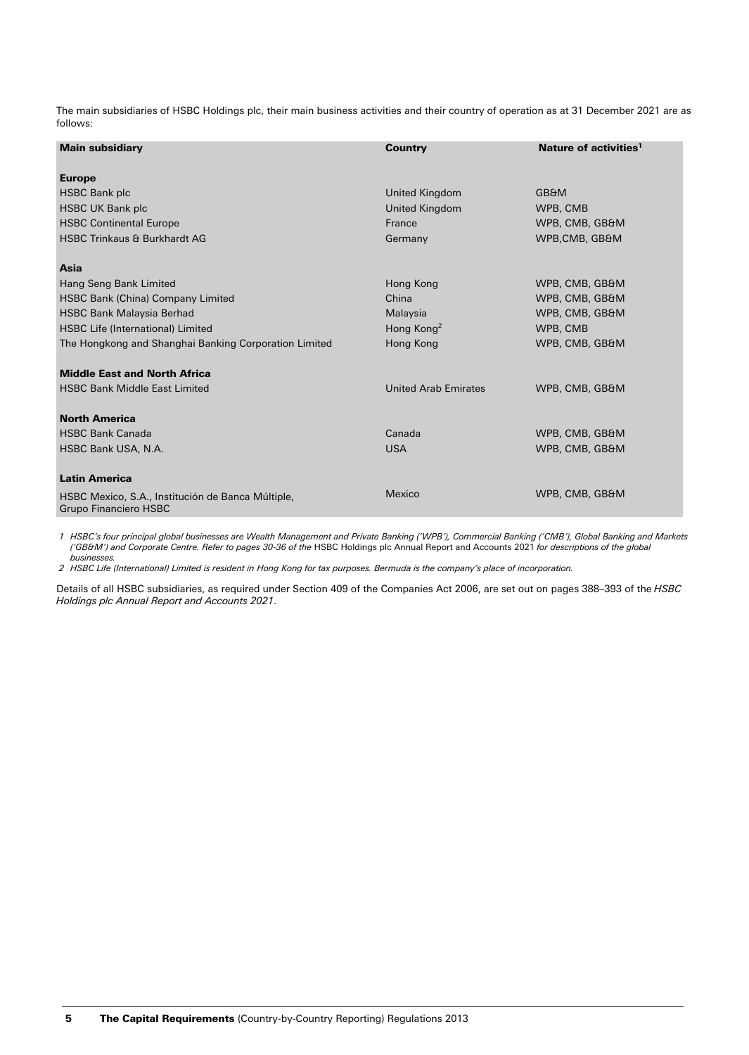The main subsidiaries of HSBC Holdings plc, their main business activities and their country of operation as at 31 December 2021 are as follows:

| Main subsidiary | Country | Nature of activities[1] |
|---|---|---|
| **Europe** | | |
| HSBC Bank plc | United Kingdom | GB&M |
| HSBC UK Bank plc | United Kingdom | WPB, CMB |
| HSBC Continental Europe | France | WPB, CMB, GB&M |
| HSBC Trinkaus & Burkhardt AG | Germany | WPB,CMB, GB&M |
| **Asia** | | |
| Hang Seng Bank Limited | Hong Kong | WPB, CMB, GB&M |
| HSBC Bank (China) Company Limited | China | WPB, CMB, GB&M |
| HSBC Bank Malaysia Berhad | Malaysia | WPB, CMB, GB&M |
| HSBC Life (International) Limited | Hong Kong[2] | WPB, CMB |
| The Hongkong and Shanghai Banking Corporation Limited | Hong Kong | WPB, CMB, GB&M |
| **Middle East and North Africa** | | |
| HSBC Bank Middle East Limited | United Arab Emirates | WPB, CMB, GB&M |
| **North America** | | |
| HSBC Bank Canada | Canada | WPB, CMB, GB&M |
| HSBC Bank USA, N.A. | USA | WPB, CMB, GB&M |
| **Latin America** | | |
| HSBC Mexico, S.A., Institución de Banca Múltiple, Grupo Financiero HSBC | Mexico | WPB, CMB, GB&M |

1 *HSBC's four principal global businesses are Wealth Management and Private Banking ('WPB'), Commercial Banking ('CMB'), Global Banking and Markets ('GB&M') and Corporate Centre. Refer to pages 30-36 of the* HSBC Holdings plc Annual Report and Accounts 2021 *for descriptions of the global businesses.*

2 *HSBC Life (International) Limited is resident in Hong Kong for tax purposes. Bermuda is the company's place of incorporation.*

Details of all HSBC subsidiaries, as required under Section 409 of the Companies Act 2006, are set out on pages 388–393 of the *HSBC Holdings plc Annual Report and Accounts 2021*.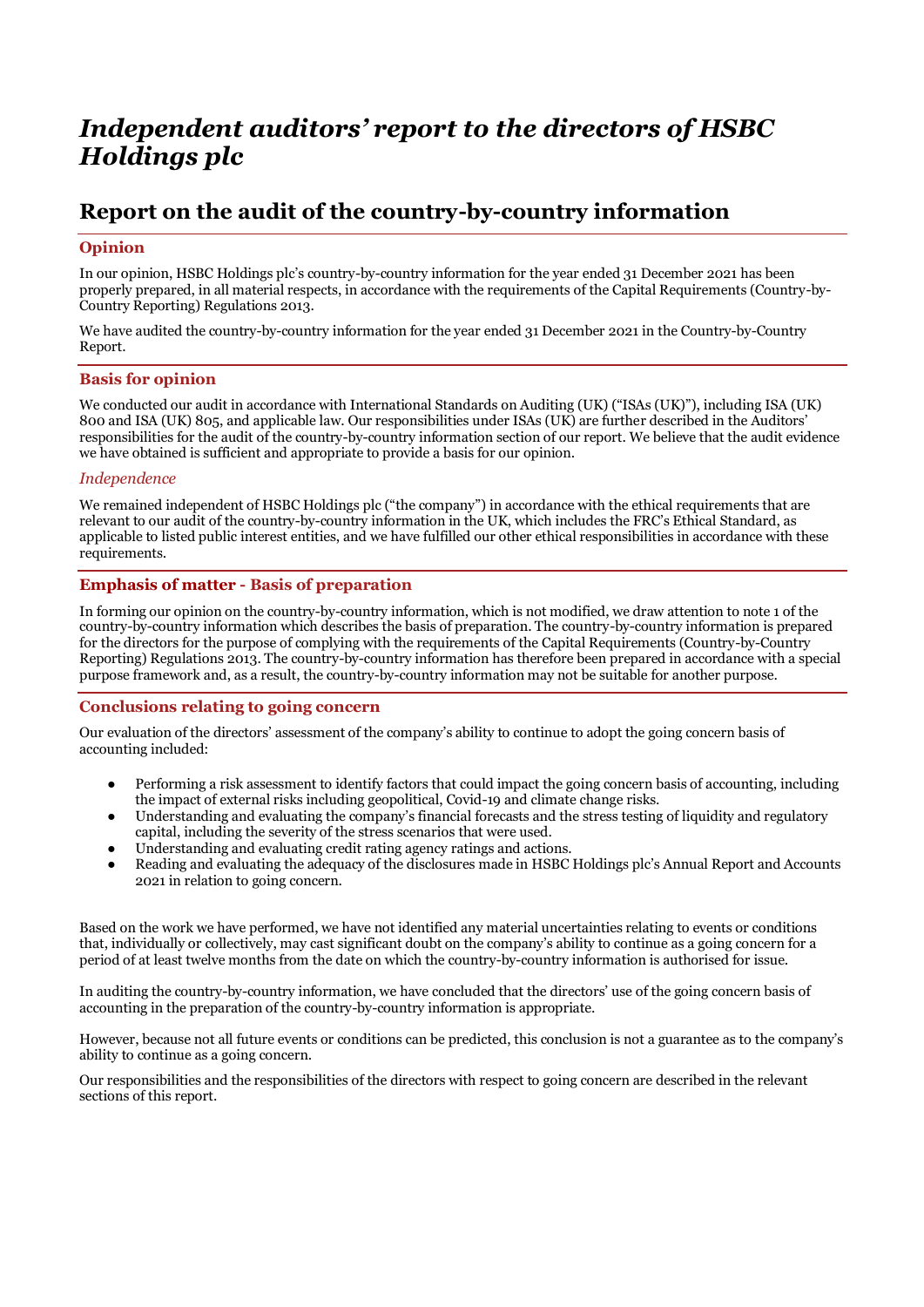# *Independent auditors' report to the directors of HSBC Holdings plc*

## Report on the audit of the country-by-country information

### Opinion

In our opinion, HSBC Holdings plc's country-by-country information for the year ended 31 December 2021 has been properly prepared, in all material respects, in accordance with the requirements of the Capital Requirements (Country-by-Country Reporting) Regulations 2013.

We have audited the country-by-country information for the year ended 31 December 2021 in the Country-by-Country Report.

### Basis for opinion

We conducted our audit in accordance with International Standards on Auditing (UK) ("ISAs (UK)"), including ISA (UK) 800 and ISA (UK) 805, and applicable law. Our responsibilities under ISAs (UK) are further described in the Auditors' responsibilities for the audit of the country-by-country information section of our report. We believe that the audit evidence we have obtained is sufficient and appropriate to provide a basis for our opinion.

#### *Independence*

We remained independent of HSBC Holdings plc ("the company") in accordance with the ethical requirements that are relevant to our audit of the country-by-country information in the UK, which includes the FRC's Ethical Standard, as applicable to listed public interest entities, and we have fulfilled our other ethical responsibilities in accordance with these requirements.

### Emphasis of matter - Basis of preparation

In forming our opinion on the country-by-country information, which is not modified, we draw attention to note 1 of the country-by-country information which describes the basis of preparation. The country-by-country information is prepared for the directors for the purpose of complying with the requirements of the Capital Requirements (Country-by-Country Reporting) Regulations 2013. The country-by-country information has therefore been prepared in accordance with a special purpose framework and, as a result, the country-by-country information may not be suitable for another purpose.

### Conclusions relating to going concern

Our evaluation of the directors' assessment of the company's ability to continue to adopt the going concern basis of accounting included:

- Performing a risk assessment to identify factors that could impact the going concern basis of accounting, including the impact of external risks including geopolitical, Covid-19 and climate change risks.
- Understanding and evaluating the company's financial forecasts and the stress testing of liquidity and regulatory capital, including the severity of the stress scenarios that were used.
- Understanding and evaluating credit rating agency ratings and actions.
- Reading and evaluating the adequacy of the disclosures made in HSBC Holdings plc's Annual Report and Accounts 2021 in relation to going concern.

Based on the work we have performed, we have not identified any material uncertainties relating to events or conditions that, individually or collectively, may cast significant doubt on the company's ability to continue as a going concern for a period of at least twelve months from the date on which the country-by-country information is authorised for issue.

In auditing the country-by-country information, we have concluded that the directors' use of the going concern basis of accounting in the preparation of the country-by-country information is appropriate.

However, because not all future events or conditions can be predicted, this conclusion is not a guarantee as to the company's ability to continue as a going concern.

Our responsibilities and the responsibilities of the directors with respect to going concern are described in the relevant sections of this report.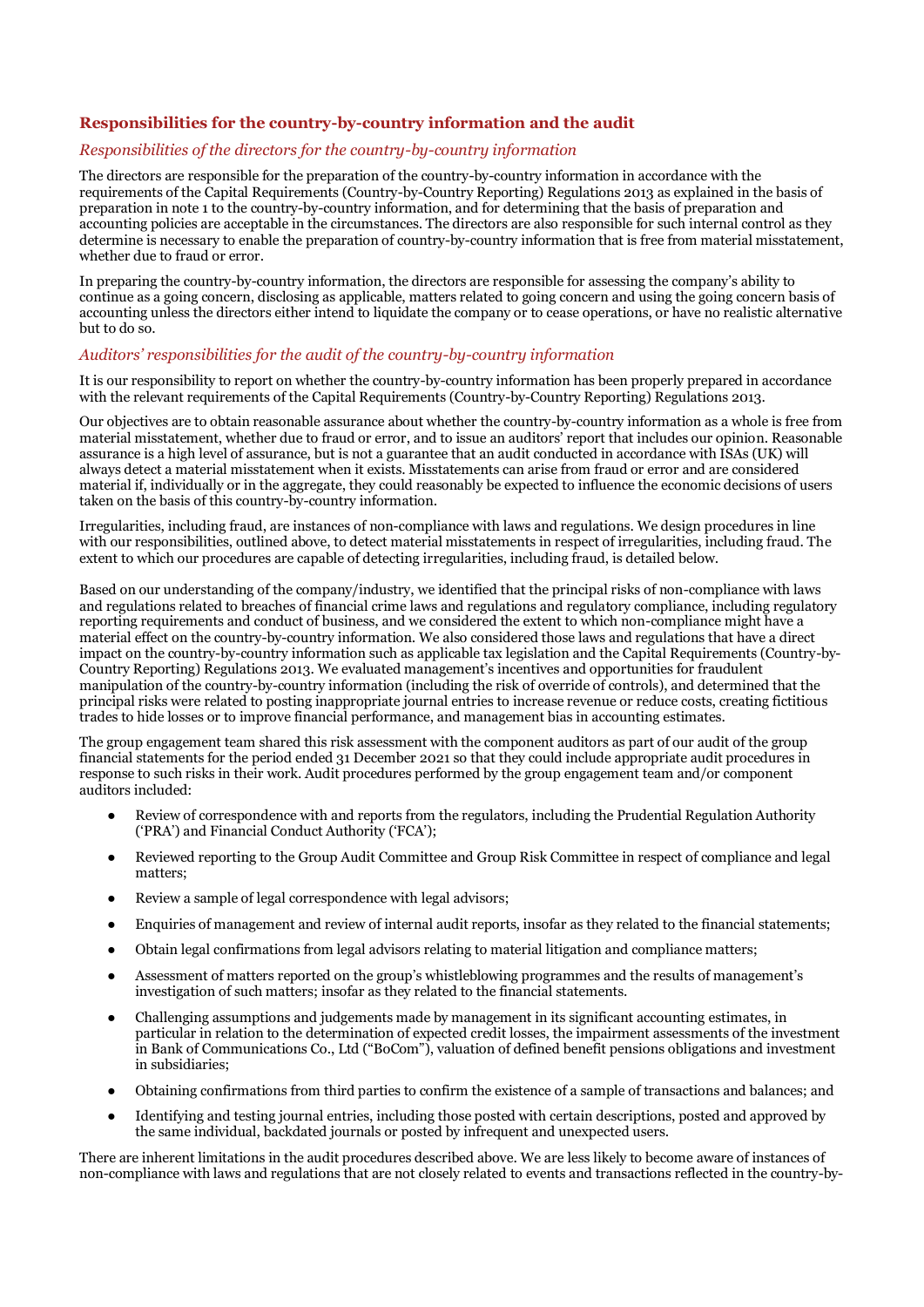## Responsibilities for the country-by-country information and the audit

### *Responsibilities of the directors for the country-by-country information*

The directors are responsible for the preparation of the country-by-country information in accordance with the requirements of the Capital Requirements (Country-by-Country Reporting) Regulations 2013 as explained in the basis of preparation in note 1 to the country-by-country information, and for determining that the basis of preparation and accounting policies are acceptable in the circumstances. The directors are also responsible for such internal control as they determine is necessary to enable the preparation of country-by-country information that is free from material misstatement, whether due to fraud or error.

In preparing the country-by-country information, the directors are responsible for assessing the company's ability to continue as a going concern, disclosing as applicable, matters related to going concern and using the going concern basis of accounting unless the directors either intend to liquidate the company or to cease operations, or have no realistic alternative but to do so.

### *Auditors' responsibilities for the audit of the country-by-country information*

It is our responsibility to report on whether the country-by-country information has been properly prepared in accordance with the relevant requirements of the Capital Requirements (Country-by-Country Reporting) Regulations 2013.

Our objectives are to obtain reasonable assurance about whether the country-by-country information as a whole is free from material misstatement, whether due to fraud or error, and to issue an auditors' report that includes our opinion. Reasonable assurance is a high level of assurance, but is not a guarantee that an audit conducted in accordance with ISAs (UK) will always detect a material misstatement when it exists. Misstatements can arise from fraud or error and are considered material if, individually or in the aggregate, they could reasonably be expected to influence the economic decisions of users taken on the basis of this country-by-country information.

Irregularities, including fraud, are instances of non-compliance with laws and regulations. We design procedures in line with our responsibilities, outlined above, to detect material misstatements in respect of irregularities, including fraud. The extent to which our procedures are capable of detecting irregularities, including fraud, is detailed below.

Based on our understanding of the company/industry, we identified that the principal risks of non-compliance with laws and regulations related to breaches of financial crime laws and regulations and regulatory compliance, including regulatory reporting requirements and conduct of business, and we considered the extent to which non-compliance might have a material effect on the country-by-country information. We also considered those laws and regulations that have a direct impact on the country-by-country information such as applicable tax legislation and the Capital Requirements (Country-by-Country Reporting) Regulations 2013. We evaluated management's incentives and opportunities for fraudulent manipulation of the country-by-country information (including the risk of override of controls), and determined that the principal risks were related to posting inappropriate journal entries to increase revenue or reduce costs, creating fictitious trades to hide losses or to improve financial performance, and management bias in accounting estimates.

The group engagement team shared this risk assessment with the component auditors as part of our audit of the group financial statements for the period ended 31 December 2021 so that they could include appropriate audit procedures in response to such risks in their work. Audit procedures performed by the group engagement team and/or component auditors included:

- Review of correspondence with and reports from the regulators, including the Prudential Regulation Authority ('PRA') and Financial Conduct Authority ('FCA');
- Reviewed reporting to the Group Audit Committee and Group Risk Committee in respect of compliance and legal matters;
- Review a sample of legal correspondence with legal advisors;
- Enquiries of management and review of internal audit reports, insofar as they related to the financial statements;
- Obtain legal confirmations from legal advisors relating to material litigation and compliance matters;
- Assessment of matters reported on the group's whistleblowing programmes and the results of management's investigation of such matters; insofar as they related to the financial statements.
- Challenging assumptions and judgements made by management in its significant accounting estimates, in particular in relation to the determination of expected credit losses, the impairment assessments of the investment in Bank of Communications Co., Ltd ("BoCom"), valuation of defined benefit pensions obligations and investment in subsidiaries;
- Obtaining confirmations from third parties to confirm the existence of a sample of transactions and balances; and
- Identifying and testing journal entries, including those posted with certain descriptions, posted and approved by the same individual, backdated journals or posted by infrequent and unexpected users.

There are inherent limitations in the audit procedures described above. We are less likely to become aware of instances of non-compliance with laws and regulations that are not closely related to events and transactions reflected in the country-by-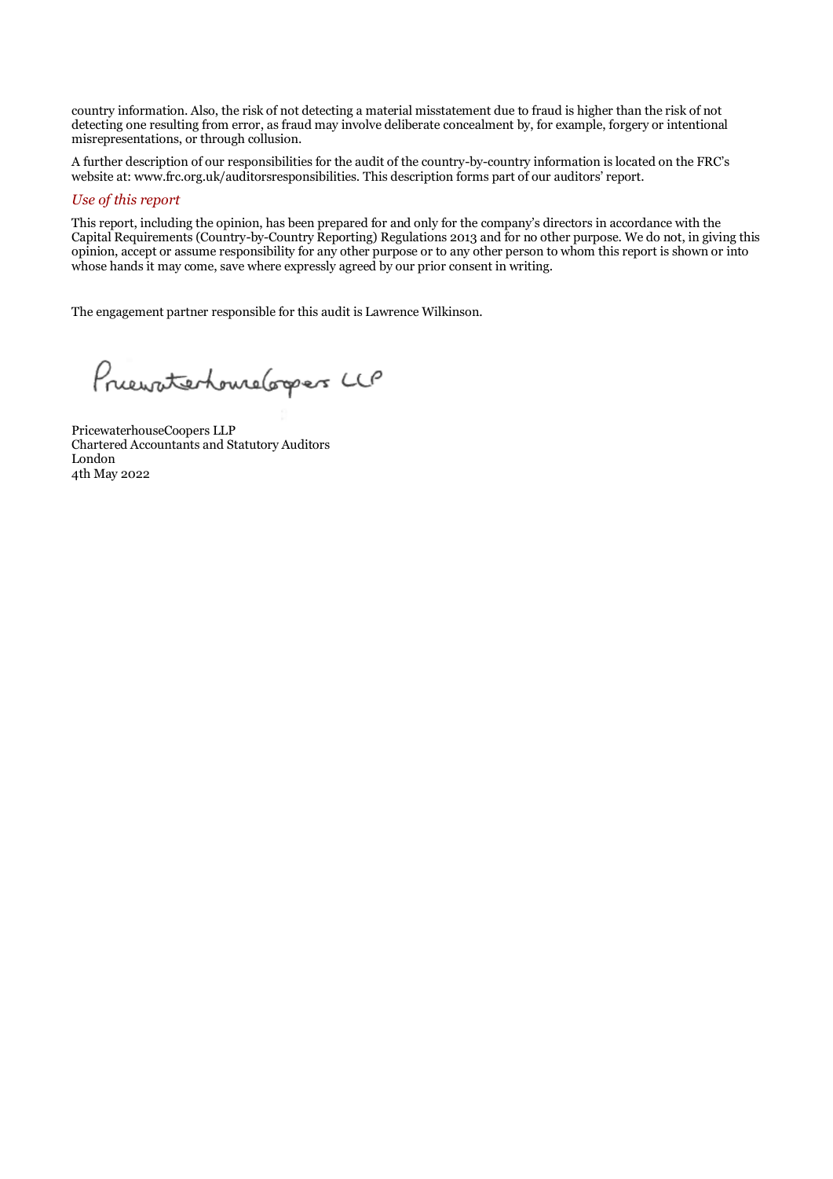country information. Also, the risk of not detecting a material misstatement due to fraud is higher than the risk of not detecting one resulting from error, as fraud may involve deliberate concealment by, for example, forgery or intentional misrepresentations, or through collusion.

A further description of our responsibilities for the audit of the country-by-country information is located on the FRC's website at: www.frc.org.uk/auditorsresponsibilities. This description forms part of our auditors' report.

### *Use of this report*

This report, including the opinion, has been prepared for and only for the company's directors in accordance with the Capital Requirements (Country-by-Country Reporting) Regulations 2013 and for no other purpose. We do not, in giving this opinion, accept or assume responsibility for any other purpose or to any other person to whom this report is shown or into whose hands it may come, save where expressly agreed by our prior consent in writing.

The engagement partner responsible for this audit is Lawrence Wilkinson.

PricewaterhouseCoopers LLP

PricewaterhouseCoopers LLP
Chartered Accountants and Statutory Auditors
London
4th May 2022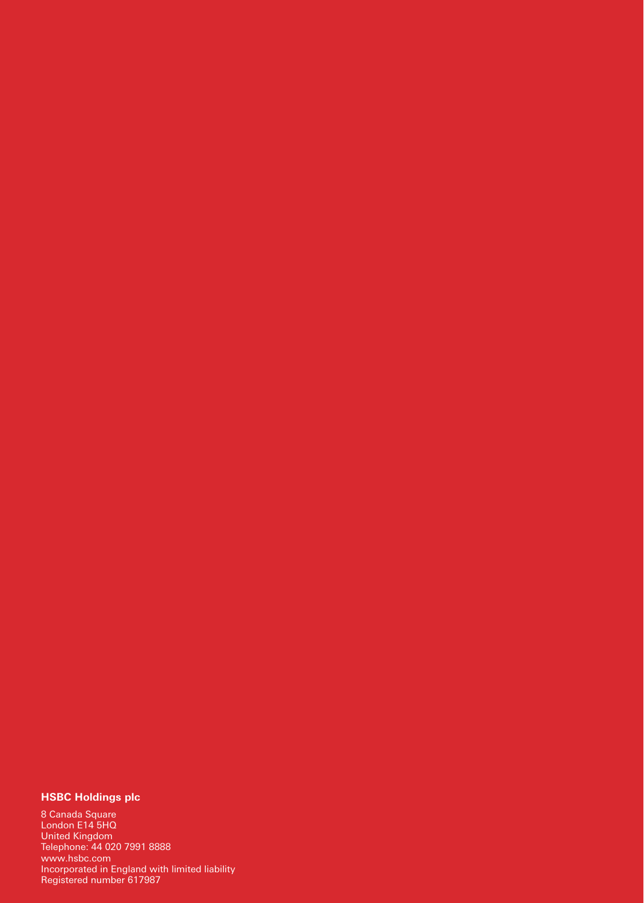**HSBC Holdings plc**

8 Canada Square
London E14 5HQ
United Kingdom
Telephone: 44 020 7991 8888
www.hsbc.com
Incorporated in England with limited liability
Registered number 617987